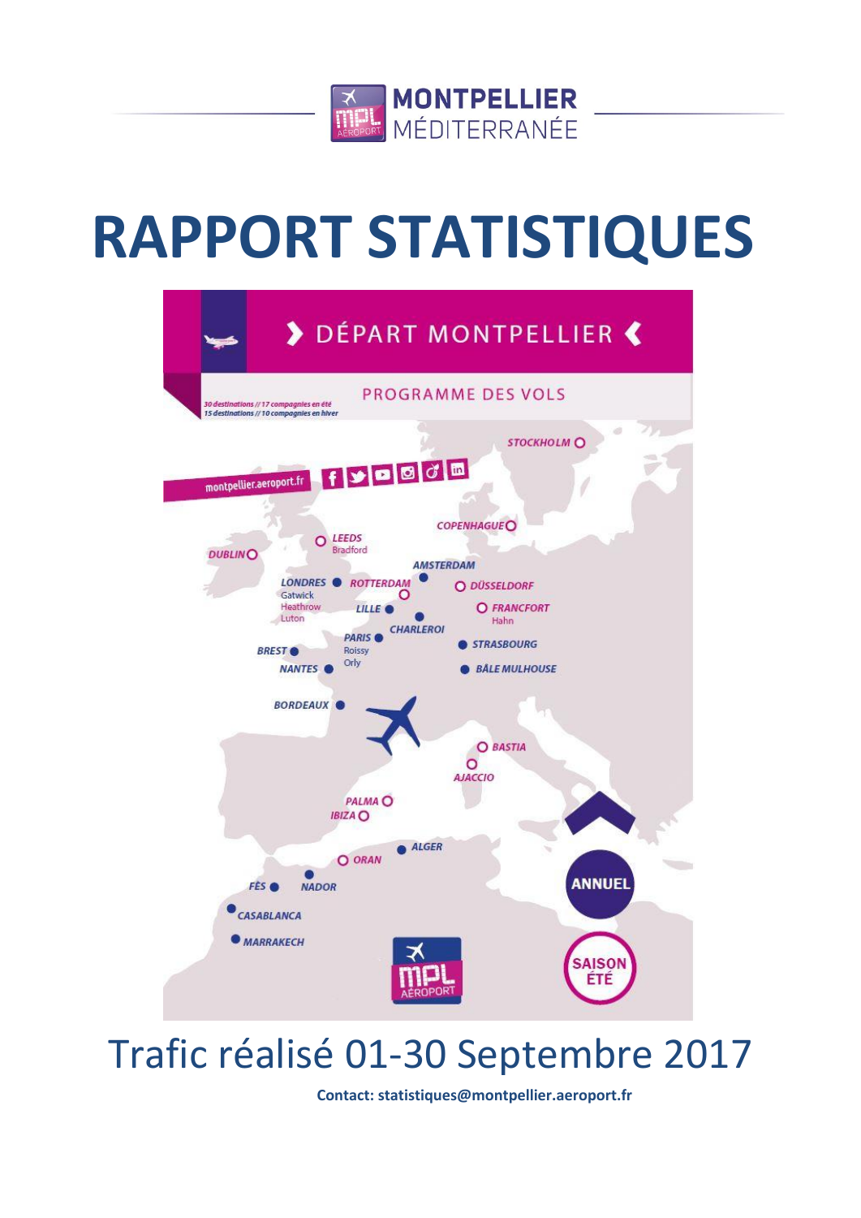MONTPELLIER MÉDITERRANÉE

# RAPPORT STATISTIQUES

DÉPART MONTPELLIER

PROGRAMME DES VOLS

30 destinations // 17 compagnies en été
15 destinations // 10 compagnies en hiver

montpellier.aeroport.fr

STOCKHOLM
COPENHAGUE
DUBLIN
LEEDS Bradford
AMSTERDAM
LONDRES Gatwick Heathrow Luton
ROTTERDAM
DÜSSELDORF
LILLE
FRANCFORT Hahn
CHARLEROI
PARIS Roissy Orly
BREST
STRASBOURG
NANTES
BÂLE MULHOUSE
BORDEAUX
BASTIA
AJACCIO
PALMA
IBIZA
ALGER
ORAN
FÈS
NADOR
CASABLANCA
MARRAKECH

ANNUEL
SAISON ÉTÉ

## Trafic réalisé 01-30 Septembre 2017

**Contact: statistiques@montpellier.aeroport.fr**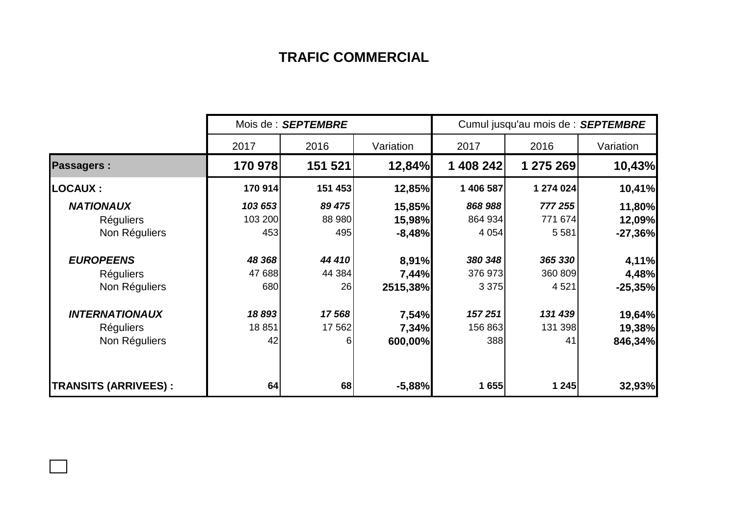# TRAFIC COMMERCIAL

| | Mois de : ***SEPTEMBRE*** | | | Cumul jusqu'au mois de : ***SEPTEMBRE*** | | |
|---|---|---|---|---|---|---|
| | 2017 | 2016 | Variation | 2017 | 2016 | Variation |
| **Passagers :** | **170 978** | **151 521** | **12,84%** | **1 408 242** | **1 275 269** | **10,43%** |
| **LOCAUX :** | **170 914** | **151 453** | **12,85%** | **1 406 587** | **1 274 024** | **10,41%** |
| ***NATIONAUX*** | ***103 653*** | ***89 475*** | **15,85%** | ***868 988*** | ***777 255*** | **11,80%** |
| Réguliers | 103 200 | 88 980 | **15,98%** | 864 934 | 771 674 | **12,09%** |
| Non Réguliers | 453 | 495 | **-8,48%** | 4 054 | 5 581 | **-27,36%** |
| ***EUROPEENS*** | ***48 368*** | ***44 410*** | **8,91%** | ***380 348*** | ***365 330*** | **4,11%** |
| Réguliers | 47 688 | 44 384 | **7,44%** | 376 973 | 360 809 | **4,48%** |
| Non Réguliers | 680 | 26 | **2515,38%** | 3 375 | 4 521 | **-25,35%** |
| ***INTERNATIONAUX*** | ***18 893*** | ***17 568*** | **7,54%** | ***157 251*** | ***131 439*** | **19,64%** |
| Réguliers | 18 851 | 17 562 | **7,34%** | 156 863 | 131 398 | **19,38%** |
| Non Réguliers | 42 | 6 | **600,00%** | 388 | 41 | **846,34%** |
| **TRANSITS (ARRIVEES) :** | **64** | **68** | **-5,88%** | **1 655** | **1 245** | **32,93%** |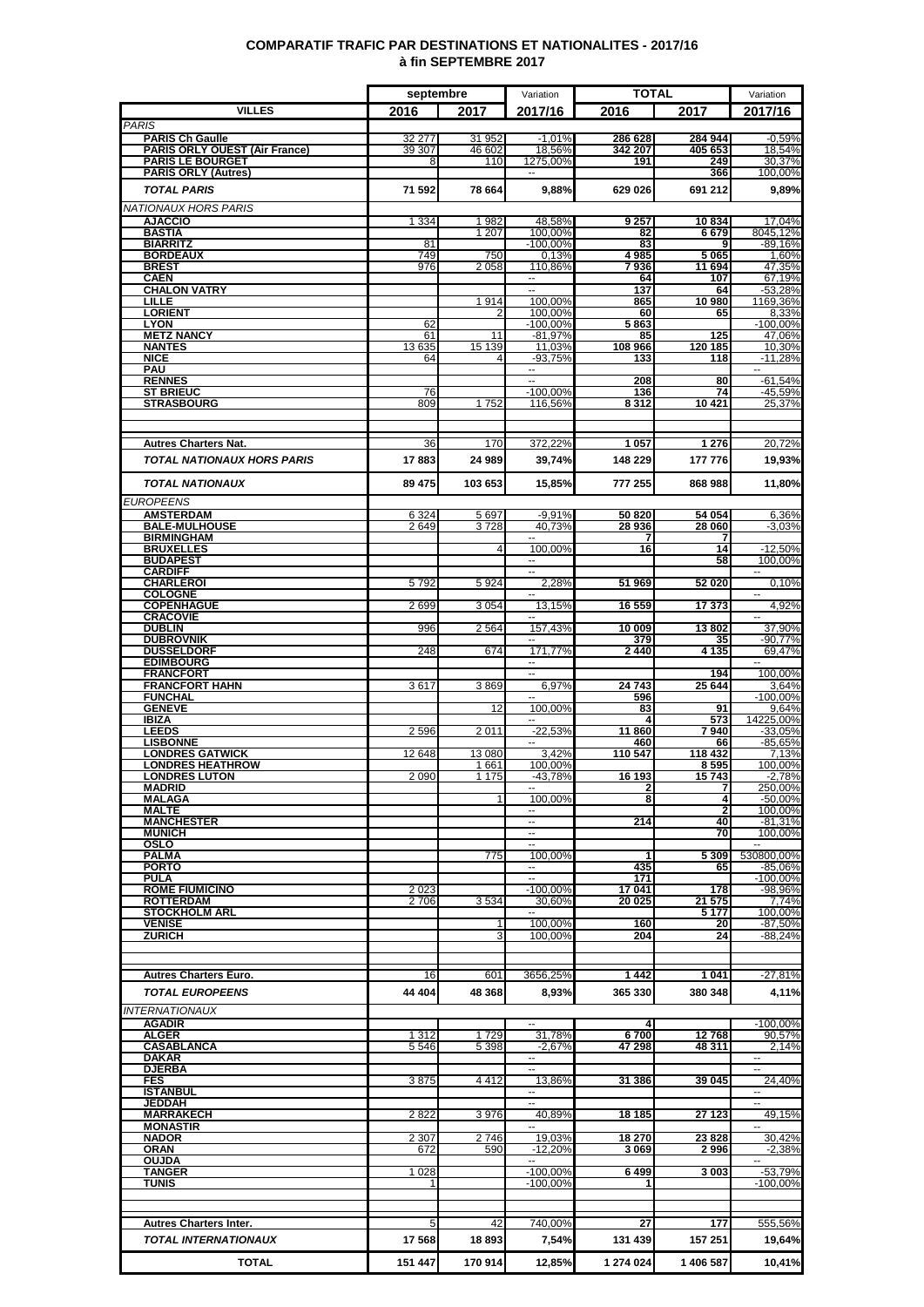# COMPARATIF TRAFIC PAR DESTINATIONS ET NATIONALITES - 2017/16
## à fin SEPTEMBRE 2017

| VILLES | septembre 2016 | septembre 2017 | Variation 2017/16 | TOTAL 2016 | TOTAL 2017 | Variation 2017/16 |
|---|---|---|---|---|---|---|
| *PARIS* | | | | | | |
| **PARIS Ch Gaulle** | 32 277 | 31 952 | -1,01% | 286 628 | 284 944 | -0,59% |
| **PARIS ORLY OUEST (Air France)** | 39 307 | 46 602 | 18,56% | 342 207 | 405 653 | 18,54% |
| **PARIS LE BOURGET** | 8 | 110 | 1275,00% | 191 | 249 | 30,37% |
| **PARIS ORLY (Autres)** | | | -- | | 366 | 100,00% |
| ***TOTAL PARIS*** | **71 592** | **78 664** | **9,88%** | **629 026** | **691 212** | **9,89%** |
| *NATIONAUX HORS PARIS* | | | | | | |
| **AJACCIO** | 1 334 | 1 982 | 48,58% | 9 257 | 10 834 | 17,04% |
| **BASTIA** | | 1 207 | 100,00% | 82 | 6 679 | 8045,12% |
| **BIARRITZ** | 81 | | -100,00% | 83 | 9 | -89,16% |
| **BORDEAUX** | 749 | 750 | 0,13% | 4 985 | 5 065 | 1,60% |
| **BREST** | 976 | 2 058 | 110,86% | 7 936 | 11 694 | 47,35% |
| **CAEN** | | | -- | 64 | 107 | 67,19% |
| **CHALON VATRY** | | | -- | 137 | 64 | -53,28% |
| **LILLE** | | 1 914 | 100,00% | 865 | 10 980 | 1169,36% |
| **LORIENT** | | 2 | 100,00% | 60 | 65 | 8,33% |
| **LYON** | 62 | | -100,00% | 5 863 | | -100,00% |
| **METZ NANCY** | 61 | 11 | -81,97% | 85 | 125 | 47,06% |
| **NANTES** | 13 635 | 15 139 | 11,03% | 108 966 | 120 185 | 10,30% |
| **NICE** | 64 | 4 | -93,75% | 133 | 118 | -11,28% |
| **PAU** | | | -- | | | -- |
| **RENNES** | | | -- | 208 | 80 | -61,54% |
| **ST BRIEUC** | 76 | | -100,00% | 136 | 74 | -45,59% |
| **STRASBOURG** | 809 | 1 752 | 116,56% | 8 312 | 10 421 | 25,37% |
| **Autres Charters Nat.** | 36 | 170 | 372,22% | 1 057 | 1 276 | 20,72% |
| ***TOTAL NATIONAUX HORS PARIS*** | **17 883** | **24 989** | **39,74%** | **148 229** | **177 776** | **19,93%** |
| ***TOTAL NATIONAUX*** | **89 475** | **103 653** | **15,85%** | **777 255** | **868 988** | **11,80%** |
| *EUROPEENS* | | | | | | |
| **AMSTERDAM** | 6 324 | 5 697 | -9,91% | 50 820 | 54 054 | 6,36% |
| **BALE-MULHOUSE** | 2 649 | 3 728 | 40,73% | 28 936 | 28 060 | -3,03% |
| **BIRMINGHAM** | | | -- | 7 | 7 | |
| **BRUXELLES** | | 4 | 100,00% | 16 | 14 | -12,50% |
| **BUDAPEST** | | | -- | | 58 | 100,00% |
| **CARDIFF** | | | -- | | | -- |
| **CHARLEROI** | 5 792 | 5 924 | 2,28% | 51 969 | 52 020 | 0,10% |
| **COLOGNE** | | | -- | | | -- |
| **COPENHAGUE** | 2 699 | 3 054 | 13,15% | 16 559 | 17 373 | 4,92% |
| **CRACOVIE** | | | -- | | | -- |
| **DUBLIN** | 996 | 2 564 | 157,43% | 10 009 | 13 802 | 37,90% |
| **DUBROVNIK** | | | -- | 379 | 35 | -90,77% |
| **DUSSELDORF** | 248 | 674 | 171,77% | 2 440 | 4 135 | 69,47% |
| **EDIMBOURG** | | | -- | | | -- |
| **FRANCFORT** | | | -- | | 194 | 100,00% |
| **FRANCFORT HAHN** | 3 617 | 3 869 | 6,97% | 24 743 | 25 644 | 3,64% |
| **FUNCHAL** | | | -- | 596 | | -100,00% |
| **GENEVE** | | 12 | 100,00% | 83 | 91 | 9,64% |
| **IBIZA** | | | -- | 4 | 573 | 14225,00% |
| **LEEDS** | 2 596 | 2 011 | -22,53% | 11 860 | 7 940 | -33,05% |
| **LISBONNE** | | | -- | 460 | 66 | -85,65% |
| **LONDRES GATWICK** | 12 648 | 13 080 | 3,42% | 110 547 | 118 432 | 7,13% |
| **LONDRES HEATHROW** | | 1 661 | 100,00% | | 8 595 | 100,00% |
| **LONDRES LUTON** | 2 090 | 1 175 | -43,78% | 16 193 | 15 743 | -2,78% |
| **MADRID** | | | -- | 2 | 7 | 250,00% |
| **MALAGA** | | 1 | 100,00% | 8 | 4 | -50,00% |
| **MALTE** | | | -- | | 2 | 100,00% |
| **MANCHESTER** | | | -- | 214 | 40 | -81,31% |
| **MUNICH** | | | -- | | 70 | 100,00% |
| **OSLO** | | | -- | | | -- |
| **PALMA** | | 775 | 100,00% | 1 | 5 309 | 530800,00% |
| **PORTO** | | | -- | 435 | 65 | -85,06% |
| **PULA** | | | -- | 171 | | -100,00% |
| **ROME FIUMICINO** | 2 023 | | -100,00% | 17 041 | 178 | -98,96% |
| **ROTTERDAM** | 2 706 | 3 534 | 30,60% | 20 025 | 21 575 | 7,74% |
| **STOCKHOLM ARL** | | | -- | | 5 177 | 100,00% |
| **VENISE** | | 1 | 100,00% | 160 | 20 | -87,50% |
| **ZURICH** | | 3 | 100,00% | 204 | 24 | -88,24% |
| **Autres Charters Euro.** | 16 | 601 | 3656,25% | 1 442 | 1 041 | -27,81% |
| ***TOTAL EUROPEENS*** | **44 404** | **48 368** | **8,93%** | **365 330** | **380 348** | **4,11%** |
| *INTERNATIONAUX* | | | | | | |
| **AGADIR** | | | -- | 4 | | -100,00% |
| **ALGER** | 1 312 | 1 729 | 31,78% | 6 700 | 12 768 | 90,57% |
| **CASABLANCA** | 5 546 | 5 398 | -2,67% | 47 298 | 48 311 | 2,14% |
| **DAKAR** | | | -- | | | -- |
| **DJERBA** | | | -- | | | -- |
| **FES** | 3 875 | 4 412 | 13,86% | 31 386 | 39 045 | 24,40% |
| **ISTANBUL** | | | -- | | | -- |
| **JEDDAH** | | | -- | | | -- |
| **MARRAKECH** | 2 822 | 3 976 | 40,89% | 18 185 | 27 123 | 49,15% |
| **MONASTIR** | | | -- | | | -- |
| **NADOR** | 2 307 | 2 746 | 19,03% | 18 270 | 23 828 | 30,42% |
| **ORAN** | 672 | 590 | -12,20% | 3 069 | 2 996 | -2,38% |
| **OUJDA** | | | -- | | | -- |
| **TANGER** | 1 028 | | -100,00% | 6 499 | 3 003 | -53,79% |
| **TUNIS** | 1 | | -100,00% | 1 | | -100,00% |
| **Autres Charters Inter.** | 5 | 42 | 740,00% | 27 | 177 | 555,56% |
| ***TOTAL INTERNATIONAUX*** | **17 568** | **18 893** | **7,54%** | **131 439** | **157 251** | **19,64%** |
| **TOTAL** | **151 447** | **170 914** | **12,85%** | **1 274 024** | **1 406 587** | **10,41%** |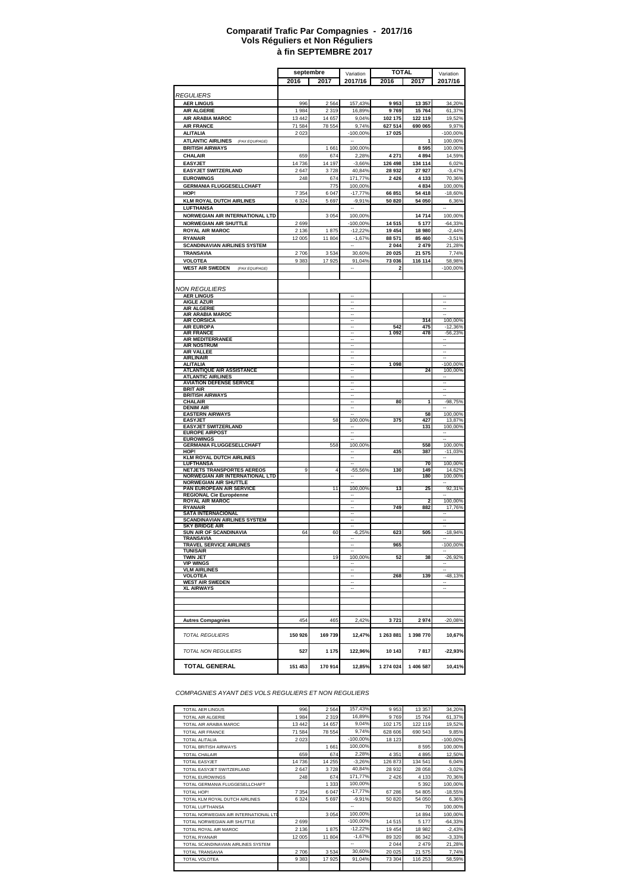# Comparatif Trafic Par Compagnies - 2017/16
## Vols Réguliers et Non Réguliers
## à fin SEPTEMBRE 2017

| | septembre 2016 | septembre 2017 | Variation 2017/16 | TOTAL 2016 | TOTAL 2017 | Variation 2017/16 |
|---|---|---|---|---|---|---|
| *REGULIERS* | | | | | | |
| **AER LINGUS** | 996 | 2 564 | 157,43% | **9 953** | **13 357** | 34,20% |
| **AIR ALGERIE** | 1 984 | 2 319 | 16,89% | **9 769** | **15 764** | 61,37% |
| **AIR ARABIA MAROC** | 13 442 | 14 657 | 9,04% | **102 175** | **122 119** | 19,52% |
| **AIR FRANCE** | 71 584 | 78 554 | 9,74% | **627 514** | **690 065** | 9,97% |
| **ALITALIA** | 2 023 | | -100,00% | **17 025** | | -100,00% |
| **ATLANTIC AIRLINES** *(PAX EQUIPAGE)* | | | -- | | **1** | 100,00% |
| **BRITISH AIRWAYS** | | 1 661 | 100,00% | | **8 595** | 100,00% |
| **CHALAIR** | 659 | 674 | 2,28% | **4 271** | **4 894** | 14,59% |
| **EASYJET** | 14 736 | 14 197 | -3,66% | **126 498** | **134 114** | 6,02% |
| **EASYJET SWITZERLAND** | 2 647 | 3 728 | 40,84% | **28 932** | **27 927** | -3,47% |
| **EUROWINGS** | 248 | 674 | 171,77% | **2 426** | **4 133** | 70,36% |
| **GERMANIA FLUGGESELLCHAFT** | | 775 | 100,00% | | **4 834** | 100,00% |
| **HOP!** | 7 354 | 6 047 | -17,77% | **66 851** | **54 418** | -18,60% |
| **KLM ROYAL DUTCH AIRLINES** | 6 324 | 5 697 | -9,91% | **50 820** | **54 050** | 6,36% |
| **LUFTHANSA** | | | -- | | | -- |
| **NORWEGIAN AIR INTERNATIONAL LTD** | | 3 054 | 100,00% | | **14 714** | 100,00% |
| **NORWEGIAN AIR SHUTTLE** | 2 699 | | -100,00% | **14 515** | **5 177** | -64,33% |
| **ROYAL AIR MAROC** | 2 136 | 1 875 | -12,22% | **19 454** | **18 980** | -2,44% |
| **RYANAIR** | 12 005 | 11 804 | -1,67% | **88 571** | **85 460** | -3,51% |
| **SCANDINAVIAN AIRLINES SYSTEM** | | | -- | **2 044** | **2 479** | 21,28% |
| **TRANSAVIA** | 2 706 | 3 534 | 30,60% | **20 025** | **21 575** | 7,74% |
| **VOLOTEA** | 9 383 | 17 925 | 91,04% | **73 036** | **116 114** | 58,98% |
| **WEST AIR SWEDEN** *(PAX EQUIPAGE)* | | | -- | **2** | | -100,00% |
| *NON REGULIERS* | | | | | | |
| **AER LINGUS** | | | -- | | | -- |
| **AIGLE AZUR** | | | -- | | | -- |
| **AIR ALGERIE** | | | -- | | | -- |
| **AIR ARABIA MAROC** | | | -- | | | -- |
| **AIR CORSICA** | | | -- | | **314** | 100,00% |
| **AIR EUROPA** | | | -- | **542** | **475** | -12,36% |
| **AIR FRANCE** | | | -- | **1 092** | **478** | -56,23% |
| **AIR MEDITERRANEE** | | | -- | | | -- |
| **AIR NOSTRUM** | | | -- | | | -- |
| **AIR VALLEE** | | | -- | | | -- |
| **AIRLINAIR** | | | -- | | | -- |
| **ALITALIA** | | | -- | **1 098** | | -100,00% |
| **ATLANTIQUE AIR ASSISTANCE** | | | -- | | **24** | 100,00% |
| **ATLANTIC AIRLINES** | | | -- | | | -- |
| **AVIATION DEFENSE SERVICE** | | | -- | | | -- |
| **BRIT AIR** | | | -- | | | -- |
| **BRITISH AIRWAYS** | | | -- | | | -- |
| **CHALAIR** | | | -- | **80** | **1** | -98,75% |
| **DENIM AIR** | | | -- | | | -- |
| **EASTERN AIRWAYS** | | | -- | | **58** | 100,00% |
| **EASYJET** | | 58 | 100,00% | **375** | **427** | 13,87% |
| **EASYJET SWITZERLAND** | | | -- | | **131** | 100,00% |
| **EUROPE AIRPOST** | | | -- | | | -- |
| **EUROWINGS** | | | -- | | | -- |
| **GERMANIA FLUGGESELLCHAFT** | | 558 | 100,00% | | **558** | 100,00% |
| **HOP!** | | | -- | **435** | **387** | -11,03% |
| **KLM ROYAL DUTCH AIRLINES** | | | -- | | | -- |
| **LUFTHANSA** | | | -- | | **70** | 100,00% |
| **NETJETS TRANSPORTES AEREOS** | 9 | 4 | -55,56% | **130** | **149** | 14,62% |
| **NORWEGIAN AIR INTERNATIONAL LTD** | | | -- | | **180** | 100,00% |
| **NORWEGIAN AIR SHUTTLE** | | | -- | | | -- |
| **PAN EUROPEAN AIR SERVICE** | | 11 | 100,00% | **13** | **25** | 92,31% |
| **REGIONAL Cie Européenne** | | | -- | | | -- |
| **ROYAL AIR MAROC** | | | -- | | **2** | 100,00% |
| **RYANAIR** | | | -- | **749** | **882** | 17,76% |
| **SATA INTERNACIONAL** | | | -- | | | -- |
| **SCANDINAVIAN AIRLINES SYSTEM** | | | -- | | | -- |
| **SKY BRIDGE AIR** | | | -- | | | -- |
| **SUN AIR OF SCANDINAVIA** | 64 | 60 | -6,25% | **623** | **505** | -18,94% |
| **TRANSAVIA** | | | -- | | | -- |
| **TRAVEL SERVICE AIRLINES** | | | -- | **965** | | -100,00% |
| **TUNISAIR** | | | -- | | | -- |
| **TWIN JET** | | 19 | 100,00% | **52** | **38** | -26,92% |
| **VIP WINGS** | | | -- | | | -- |
| **VLM AIRLINES** | | | -- | | | -- |
| **VOLOTEA** | | | -- | **268** | **139** | -48,13% |
| **WEST AIR SWEDEN** | | | -- | | | -- |
| **XL AIRWAYS** | | | -- | | | -- |
| **Autres Compagnies** | 454 | 465 | 2,42% | **3 721** | **2 974** | -20,08% |
| *TOTAL REGULIERS* | **150 926** | **169 739** | **12,47%** | **1 263 881** | **1 398 770** | **10,67%** |
| *TOTAL NON REGULIERS* | **527** | **1 175** | **122,96%** | **10 143** | **7 817** | **-22,93%** |
| **TOTAL GENERAL** | **151 453** | **170 914** | **12,85%** | **1 274 024** | **1 406 587** | **10,41%** |

*COMPAGNIES AYANT DES VOLS REGULIERS ET NON REGULIERS*

| | septembre 2016 | septembre 2017 | Variation 2017/16 | TOTAL 2016 | TOTAL 2017 | Variation 2017/16 |
|---|---|---|---|---|---|---|
| TOTAL AER LINGUS | 996 | 2 564 | 157,43% | 9 953 | 13 357 | 34,20% |
| TOTAL AIR ALGERIE | 1 984 | 2 319 | 16,89% | 9 769 | 15 764 | 61,37% |
| TOTAL AIR ARABIA MAROC | 13 442 | 14 657 | 9,04% | 102 175 | 122 119 | 19,52% |
| TOTAL AIR FRANCE | 71 584 | 78 554 | 9,74% | 628 606 | 690 543 | 9,85% |
| TOTAL ALITALIA | 2 023 | | -100,00% | 18 123 | | -100,00% |
| TOTAL BRITISH AIRWAYS | | 1 661 | 100,00% | | 8 595 | 100,00% |
| TOTAL CHALAIR | 659 | 674 | 2,28% | 4 351 | 4 895 | 12,50% |
| TOTAL EASYJET | 14 736 | 14 255 | -3,26% | 126 873 | 134 541 | 6,04% |
| TOTAL EASYJET SWITZERLAND | 2 647 | 3 728 | 40,84% | 28 932 | 28 058 | -3,02% |
| TOTAL EUROWINGS | 248 | 674 | 171,77% | 2 426 | 4 133 | 70,36% |
| TOTAL GERMANIA FLUGGESELLCHAFT | | 1 333 | 100,00% | | 5 392 | 100,00% |
| TOTAL HOP! | 7 354 | 6 047 | -17,77% | 67 286 | 54 805 | -18,55% |
| TOTAL KLM ROYAL DUTCH AIRLINES | 6 324 | 5 697 | -9,91% | 50 820 | 54 050 | 6,36% |
| TOTAL LUFTHANSA | | | -- | | 70 | 100,00% |
| TOTAL NORWEGIAN AIR INTERNATIONAL LTD | | 3 054 | 100,00% | | 14 894 | 100,00% |
| TOTAL NORWEGIAN AIR SHUTTLE | 2 699 | | -100,00% | 14 515 | 5 177 | -64,33% |
| TOTAL ROYAL AIR MAROC | 2 136 | 1 875 | -12,22% | 19 454 | 18 982 | -2,43% |
| TOTAL RYANAIR | 12 005 | 11 804 | -1,67% | 89 320 | 86 342 | -3,33% |
| TOTAL SCANDINAVIAN AIRLINES SYSTEM | | | -- | 2 044 | 2 479 | 21,28% |
| TOTAL TRANSAVIA | 2 706 | 3 534 | 30,60% | 20 025 | 21 575 | 7,74% |
| TOTAL VOLOTEA | 9 383 | 17 925 | 91,04% | 73 304 | 116 253 | 58,59% |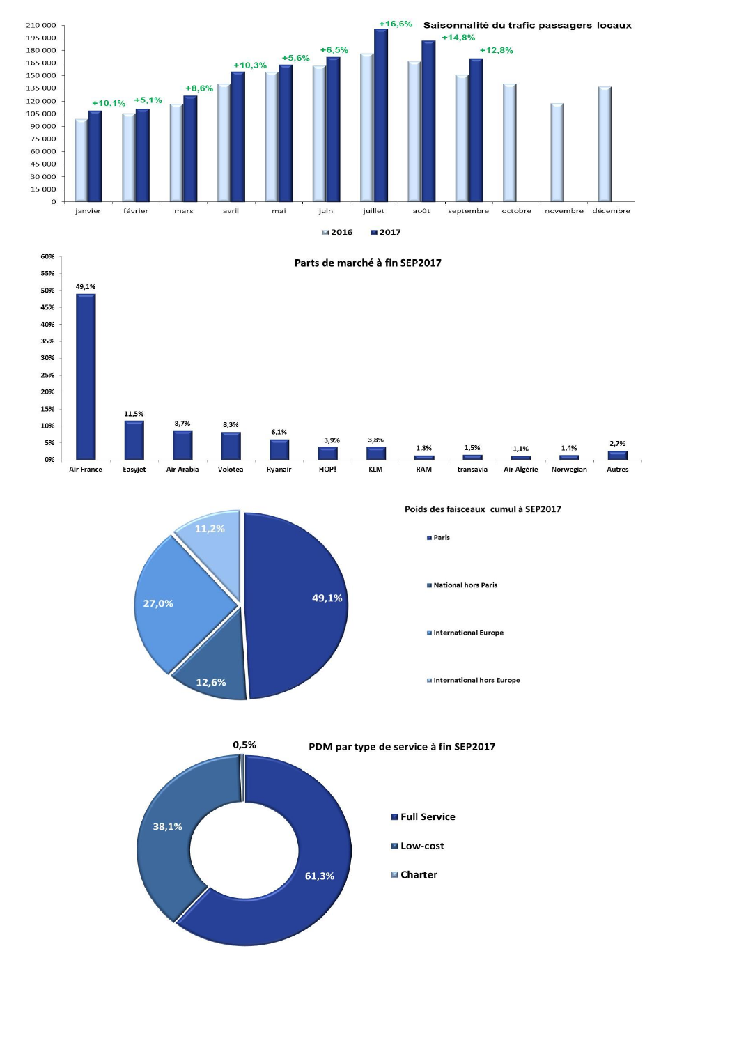**Saisonnalité du trafic passagers locaux**

210 000
195 000
180 000
165 000
150 000
135 000
120 000
105 000
90 000
75 000
60 000
45 000
30 000
15 000
0

+10,1% +5,1% +8,6% +10,3% +5,6% +6,5% +16,6% +14,8% +12,8%

janvier février mars avril mai juin juillet août septembre octobre novembre décembre

2016 2017

**Parts de marché à fin SEP2017**

60%
55%
50%
45%
40%
35%
30%
25%
20%
15%
10%
5%
0%

Air France 49,1%
Easyjet 11,5%
Air Arabia 8,7%
Volotea 8,3%
Ryanair 6,1%
HOP! 3,9%
KLM 3,8%
RAM 1,3%
transavia 1,5%
Air Algérie 1,1%
Norwegian 1,4%
Autres 2,7%

**Poids des faisceaux cumul à SEP2017**

49,1%
12,6%
27,0%
11,2%

Paris
National hors Paris
International Europe
International hors Europe

**PDM par type de service à fin SEP2017**

0,5%
38,1%
61,3%

Full Service
Low-cost
Charter